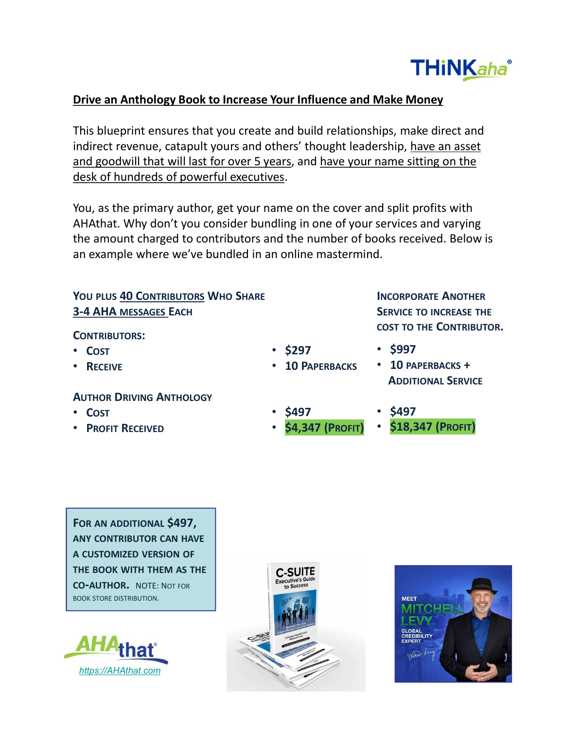## Drive an Anthology Book to Increase Your Influence and Make Money

This blueprint ensures that you create and build relationships, make direct and indirect revenue, catapult yours and others' thought leadership, have an asset and goodwill that will last for over 5 years, and have your name sitting on the desk of hundreds of powerful executives.

You, as the primary author, get your name on the cover and split profits with AHAthat. Why don't you consider bundling in one of your services and varying the amount charged to contributors and the number of books received. Below is an example where we've bundled in an online mastermind.

| **You plus 40 Contributors Who Share 3-4 AHA messages Each** | | **Incorporate Another Service to Increase the Cost to the Contributor.** |
|---|---|---|
| **Contributors:** | | |
| • Cost | • $297 | • $997 |
| • Receive | • 10 Paperbacks | • 10 paperbacks + Additional Service |
| **Author Driving Anthology** | | |
| • Cost | • $497 | • $497 |
| • Profit Received | • **$4,347 (Profit)** | • **$18,347 (Profit)** |

**For an additional $497, any contributor can have a customized version of the book with them as the co-author.** Note: Not for book store distribution.

AHAthat
https://AHAthat.com

C-SUITE Executive's Guide to Success

MEET MITCHELL LEVY
GLOBAL CREDIBILITY EXPERT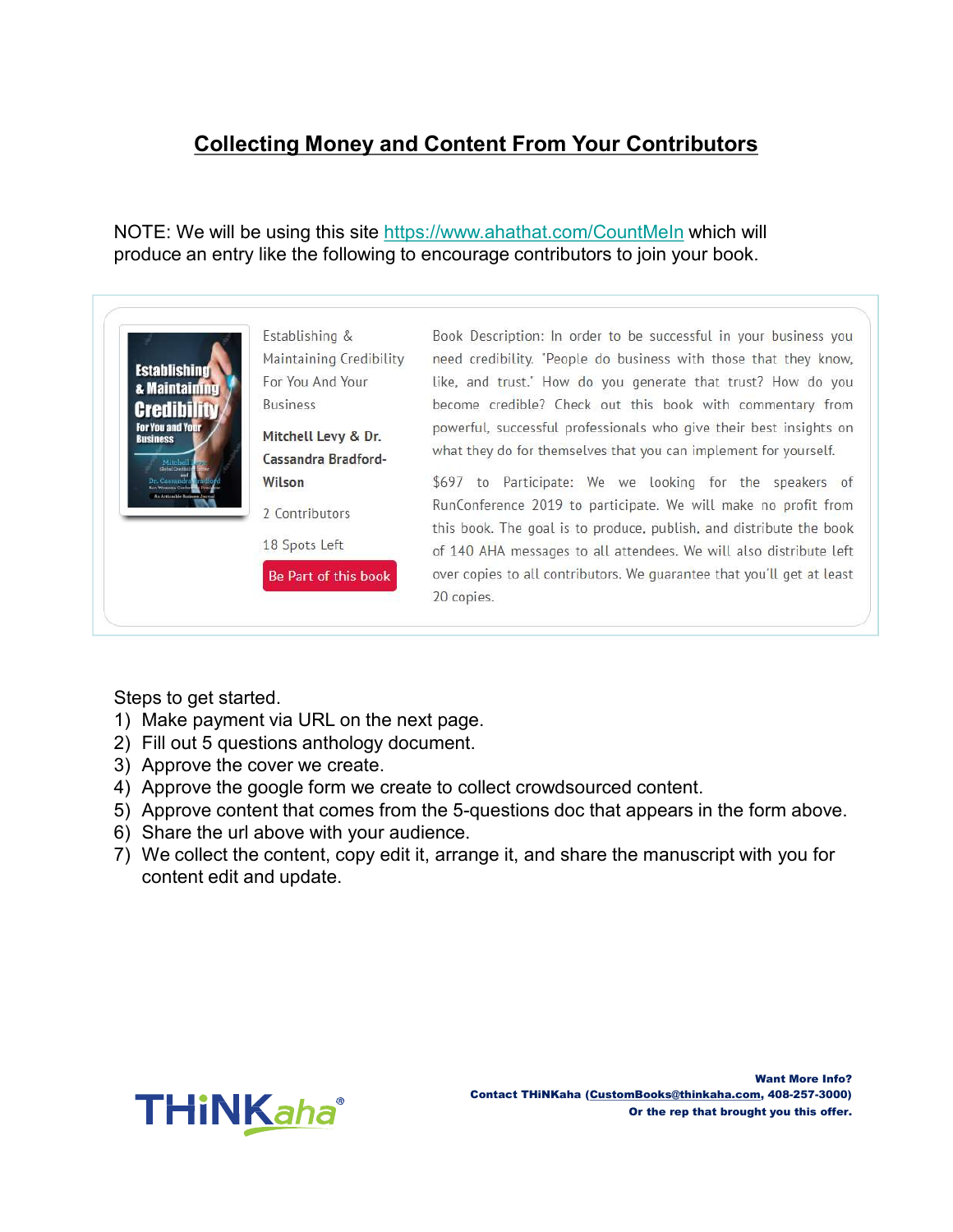# Collecting Money and Content From Your Contributors

NOTE: We will be using this site https://www.ahathat.com/CountMeIn which will produce an entry like the following to encourage contributors to join your book.

Establishing & Maintaining Credibility For You And Your Business

**Mitchell Levy & Dr. Cassandra Bradford-Wilson**

2 Contributors

18 Spots Left

Be Part of this book

Book Description: In order to be successful in your business you need credibility. "People do business with those that they know, like, and trust." How do you generate that trust? How do you become credible? Check out this book with commentary from powerful, successful professionals who give their best insights on what they do for themselves that you can implement for yourself.

$697 to Participate: We we looking for the speakers of RunConference 2019 to participate. We will make no profit from this book. The goal is to produce, publish, and distribute the book of 140 AHA messages to all attendees. We will also distribute left over copies to all contributors. We guarantee that you'll get at least 20 copies.

Steps to get started.

1) Make payment via URL on the next page.
2) Fill out 5 questions anthology document.
3) Approve the cover we create.
4) Approve the google form we create to collect crowdsourced content.
5) Approve content that comes from the 5-questions doc that appears in the form above.
6) Share the url above with your audience.
7) We collect the content, copy edit it, arrange it, and share the manuscript with you for content edit and update.

THiNKaha®

**Want More Info?**
**Contact THiNKaha (CustomBooks@thinkaha.com, 408-257-3000)**
**Or the rep that brought you this offer.**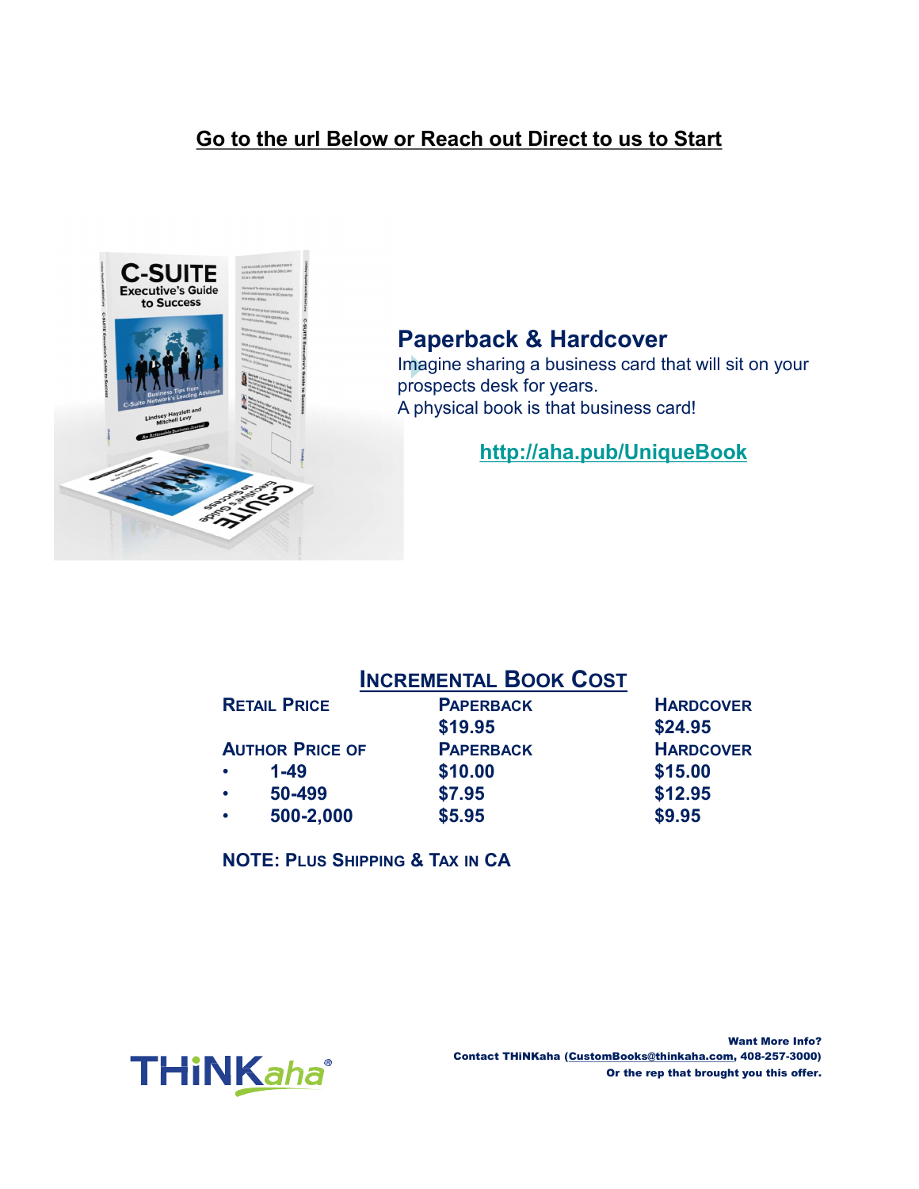## Go to the url Below or Reach out Direct to us to Start

### Paperback & Hardcover

Imagine sharing a business card that will sit on your prospects desk for years.
A physical book is that business card!

http://aha.pub/UniqueBook

## Incremental Book Cost

| | Paperback | Hardcover |
|---|---|---|
| **Retail Price** | $19.95 | $24.95 |
| **Author Price of** | **Paperback** | **Hardcover** |
| • 1-49 | $10.00 | $15.00 |
| • 50-499 | $7.95 | $12.95 |
| • 500-2,000 | $5.95 | $9.95 |

**NOTE: Plus Shipping & Tax in CA**

THiNKaha®

**Want More Info?**
**Contact THiNKaha (CustomBooks@thinkaha.com, 408-257-3000)**
**Or the rep that brought you this offer.**